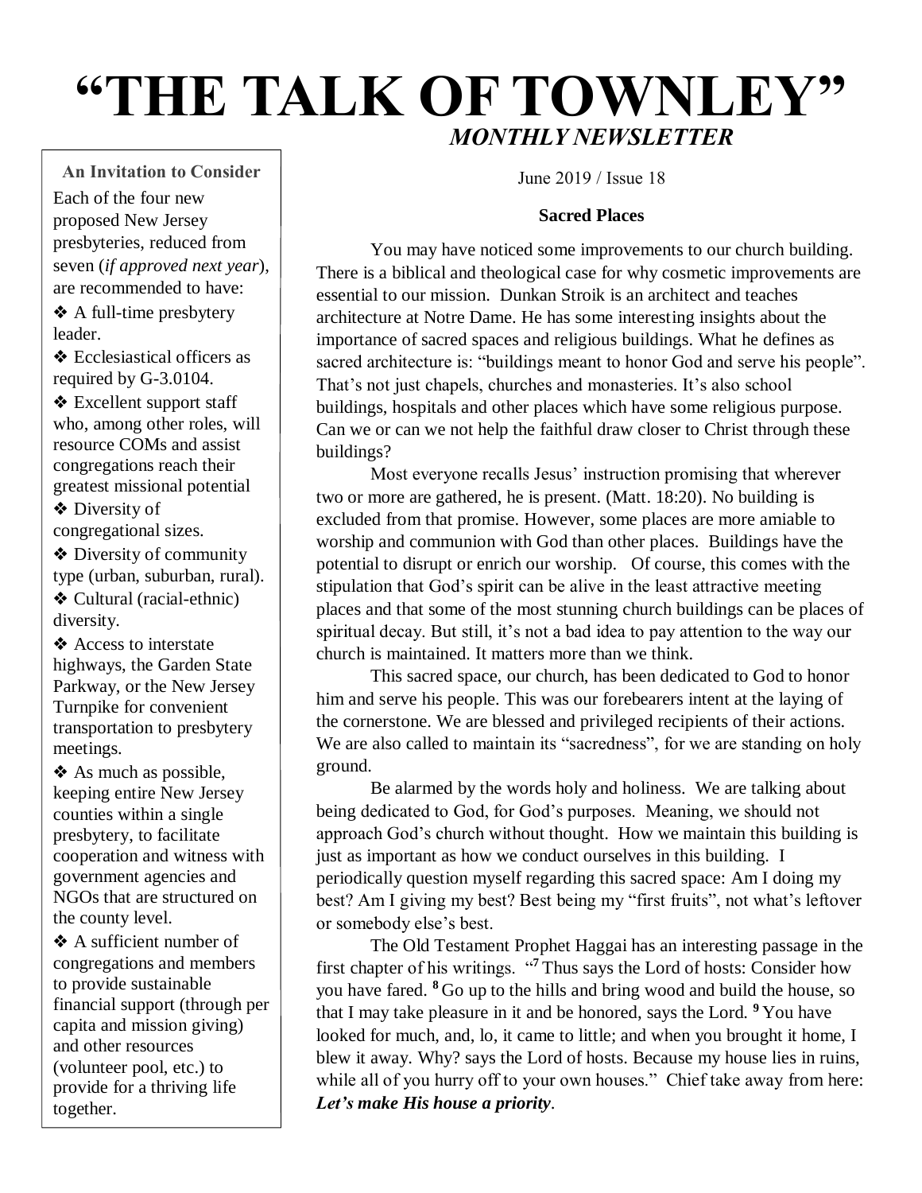# "THE TALK OF TOWNLEY"

***MONTHLY NEWSLETTER***

June 2019 / Issue 18

**An Invitation to Consider**

Each of the four new proposed New Jersey presbyteries, reduced from seven (*if approved next year*), are recommended to have:

- A full-time presbytery leader.
- Ecclesiastical officers as required by G-3.0104.
- Excellent support staff who, among other roles, will resource COMs and assist congregations reach their greatest missional potential
- Diversity of congregational sizes.
- Diversity of community type (urban, suburban, rural).
- Cultural (racial-ethnic) diversity.
- Access to interstate highways, the Garden State Parkway, or the New Jersey Turnpike for convenient transportation to presbytery meetings.
- As much as possible, keeping entire New Jersey counties within a single presbytery, to facilitate cooperation and witness with government agencies and NGOs that are structured on the county level.
- A sufficient number of congregations and members to provide sustainable financial support (through per capita and mission giving) and other resources (volunteer pool, etc.) to provide for a thriving life together.

## Sacred Places

You may have noticed some improvements to our church building. There is a biblical and theological case for why cosmetic improvements are essential to our mission. Dunkan Stroik is an architect and teaches architecture at Notre Dame. He has some interesting insights about the importance of sacred spaces and religious buildings. What he defines as sacred architecture is: "buildings meant to honor God and serve his people". That's not just chapels, churches and monasteries. It's also school buildings, hospitals and other places which have some religious purpose. Can we or can we not help the faithful draw closer to Christ through these buildings?

Most everyone recalls Jesus' instruction promising that wherever two or more are gathered, he is present. (Matt. 18:20). No building is excluded from that promise. However, some places are more amiable to worship and communion with God than other places. Buildings have the potential to disrupt or enrich our worship. Of course, this comes with the stipulation that God's spirit can be alive in the least attractive meeting places and that some of the most stunning church buildings can be places of spiritual decay. But still, it's not a bad idea to pay attention to the way our church is maintained. It matters more than we think.

This sacred space, our church, has been dedicated to God to honor him and serve his people. This was our forebearers intent at the laying of the cornerstone. We are blessed and privileged recipients of their actions. We are also called to maintain its "sacredness", for we are standing on holy ground.

Be alarmed by the words holy and holiness. We are talking about being dedicated to God, for God's purposes. Meaning, we should not approach God's church without thought. How we maintain this building is just as important as how we conduct ourselves in this building. I periodically question myself regarding this sacred space: Am I doing my best? Am I giving my best? Best being my "first fruits", not what's leftover or somebody else's best.

The Old Testament Prophet Haggai has an interesting passage in the first chapter of his writings. "**7** Thus says the Lord of hosts: Consider how you have fared. **8** Go up to the hills and bring wood and build the house, so that I may take pleasure in it and be honored, says the Lord. **9** You have looked for much, and, lo, it came to little; and when you brought it home, I blew it away. Why? says the Lord of hosts. Because my house lies in ruins, while all of you hurry off to your own houses." Chief take away from here: ***Let's make His house a priority***.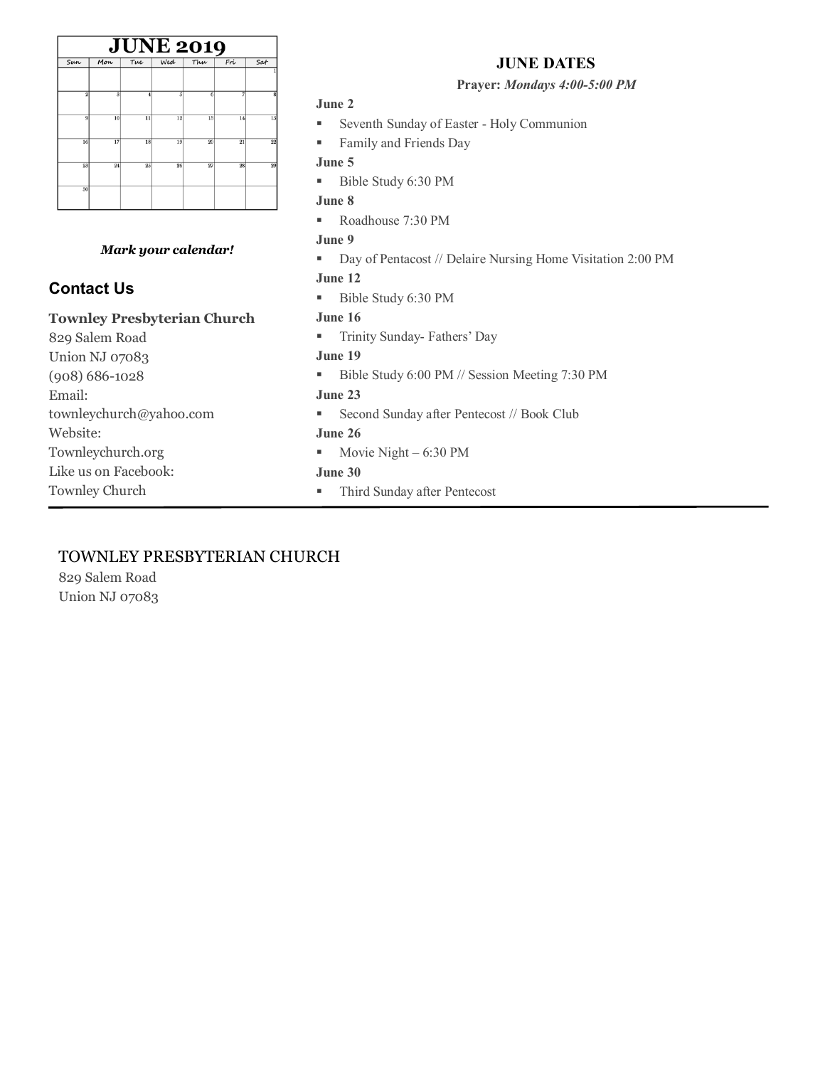# JUNE 2019

| Sun | Mon | Tue | Wed | Thu | Fri | Sat |
| --- | --- | --- | --- | --- | --- | --- |
| | | | | | | 1 |
| 2 | 3 | 4 | 5 | 6 | 7 | 8 |
| 9 | 10 | 11 | 12 | 13 | 14 | 15 |
| 16 | 17 | 18 | 19 | 20 | 21 | 22 |
| 23 | 24 | 25 | 26 | 27 | 28 | 29 |
| 30 | | | | | | |

***Mark your calendar!***

## Contact Us

**Townley Presbyterian Church**
829 Salem Road
Union NJ 07083
(908) 686-1028
Email:
townleychurch@yahoo.com
Website:
Townleychurch.org
Like us on Facebook:
Townley Church

## JUNE DATES

**Prayer:** ***Mondays 4:00-5:00 PM***

**June 2**

- Seventh Sunday of Easter - Holy Communion
- Family and Friends Day

**June 5**

- Bible Study 6:30 PM

**June 8**

- Roadhouse 7:30 PM

**June 9**

- Day of Pentacost // Delaire Nursing Home Visitation 2:00 PM

**June 12**

- Bible Study 6:30 PM

**June 16**

- Trinity Sunday- Fathers' Day

**June 19**

- Bible Study 6:00 PM // Session Meeting 7:30 PM

**June 23**

- Second Sunday after Pentecost // Book Club

**June 26**

- Movie Night – 6:30 PM

**June 30**

- Third Sunday after Pentecost

---

TOWNLEY PRESBYTERIAN CHURCH
829 Salem Road
Union NJ 07083